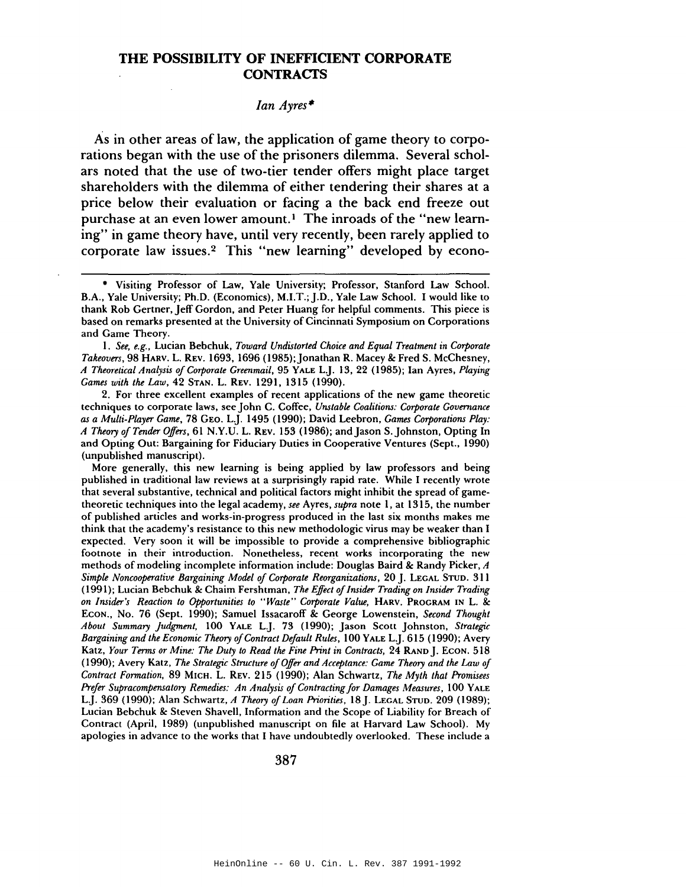# THE POSSIBILITY OF INEFFICIENT CORPORATE CONTRACTS

*Ian Ayres**

As in other areas of law, the application of game theory to corporations began with the use of the prisoners dilemma. Several scholars noted that the use of two-tier tender offers might place target shareholders with the dilemma of either tendering their shares at a price below their evaluation or facing a the back end freeze out purchase at an even lower amount.[1] The inroads of the "new learning" in game theory have, until very recently, been rarely applied to corporate law issues.[2] This "new learning" developed by econo-

---

\* Visiting Professor of Law, Yale University; Professor, Stanford Law School. B.A., Yale University; Ph.D. (Economics), M.I.T.; J.D., Yale Law School. I would like to thank Rob Gertner, Jeff Gordon, and Peter Huang for helpful comments. This piece is based on remarks presented at the University of Cincinnati Symposium on Corporations and Game Theory.

1. *See, e.g.*, Lucian Bebchuk, *Toward Undistorted Choice and Equal Treatment in Corporate Takeovers*, 98 HARV. L. REV. 1693, 1696 (1985); Jonathan R. Macey & Fred S. McChesney, *A Theoretical Analysis of Corporate Greenmail*, 95 YALE L.J. 13, 22 (1985); Ian Ayres, *Playing Games with the Law*, 42 STAN. L. REV. 1291, 1315 (1990).

2. For three excellent examples of recent applications of the new game theoretic techniques to corporate laws, see John C. Coffee, *Unstable Coalitions: Corporate Governance as a Multi-Player Game*, 78 GEO. L.J. 1495 (1990); David Leebron, *Games Corporations Play: A Theory of Tender Offers*, 61 N.Y.U. L. REV. 153 (1986); and Jason S. Johnston, Opting In and Opting Out: Bargaining for Fiduciary Duties in Cooperative Ventures (Sept., 1990) (unpublished manuscript).

More generally, this new learning is being applied by law professors and being published in traditional law reviews at a surprisingly rapid rate. While I recently wrote that several substantive, technical and political factors might inhibit the spread of game-theoretic techniques into the legal academy, *see* Ayres, *supra* note 1, at 1315, the number of published articles and works-in-progress produced in the last six months makes me think that the academy's resistance to this new methodologic virus may be weaker than I expected. Very soon it will be impossible to provide a comprehensive bibliographic footnote in their introduction. Nonetheless, recent works incorporating the new methods of modeling incomplete information include: Douglas Baird & Randy Picker, *A Simple Noncooperative Bargaining Model of Corporate Reorganizations*, 20 J. LEGAL STUD. 311 (1991); Lucian Bebchuk & Chaim Fershtman, *The Effect of Insider Trading on Insider Trading on Insider's Reaction to Opportunities to "Waste" Corporate Value*, HARV. PROGRAM IN L. & ECON., No. 76 (Sept. 1990); Samuel Issacaroff & George Lowenstein, *Second Thought About Summary Judgment*, 100 YALE L.J. 73 (1990); Jason Scott Johnston, *Strategic Bargaining and the Economic Theory of Contract Default Rules*, 100 YALE L.J. 615 (1990); Avery Katz, *Your Terms or Mine: The Duty to Read the Fine Print in Contracts*, 24 RAND J. ECON. 518 (1990); Avery Katz, *The Strategic Structure of Offer and Acceptance: Game Theory and the Law of Contract Formation*, 89 MICH. L. REV. 215 (1990); Alan Schwartz, *The Myth that Promisees Prefer Supracompensatory Remedies: An Analysis of Contracting for Damages Measures*, 100 YALE L.J. 369 (1990); Alan Schwartz, *A Theory of Loan Priorities*, 18 J. LEGAL STUD. 209 (1989); Lucian Bebchuk & Steven Shavell, Information and the Scope of Liability for Breach of Contract (April, 1989) (unpublished manuscript on file at Harvard Law School). My apologies in advance to the works that I have undoubtedly overlooked. These include a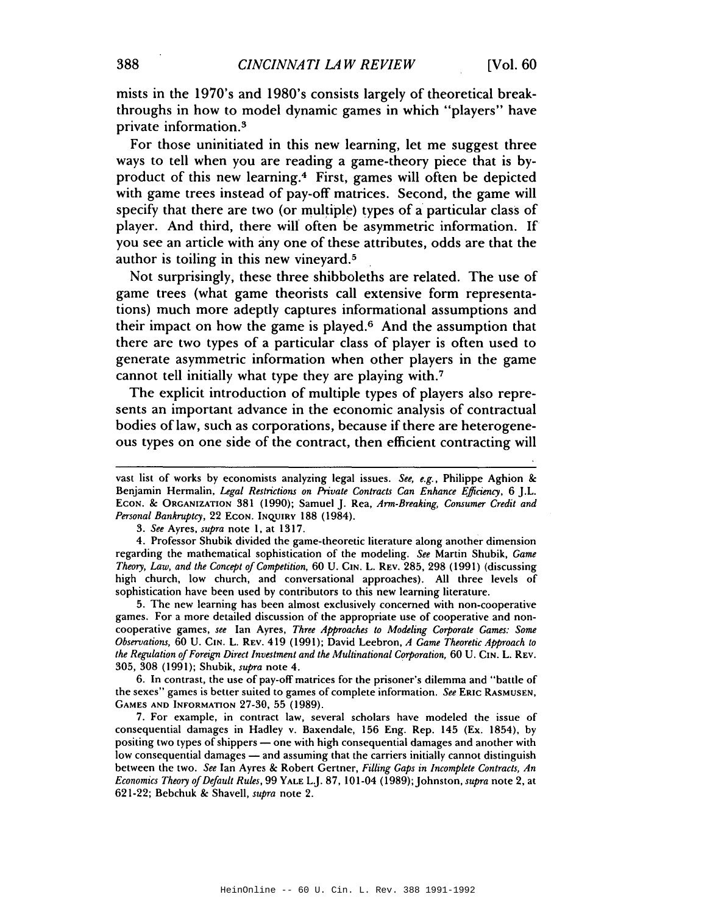mists in the 1970's and 1980's consists largely of theoretical breakthroughs in how to model dynamic games in which "players" have private information.[3]

For those uninitiated in this new learning, let me suggest three ways to tell when you are reading a game-theory piece that is by-product of this new learning.[4] First, games will often be depicted with game trees instead of pay-off matrices. Second, the game will specify that there are two (or multiple) types of a particular class of player. And third, there will often be asymmetric information. If you see an article with any one of these attributes, odds are that the author is toiling in this new vineyard.[5]

Not surprisingly, these three shibboleths are related. The use of game trees (what game theorists call extensive form representations) much more adeptly captures informational assumptions and their impact on how the game is played.[6] And the assumption that there are two types of a particular class of player is often used to generate asymmetric information when other players in the game cannot tell initially what type they are playing with.[7]

The explicit introduction of multiple types of players also represents an important advance in the economic analysis of contractual bodies of law, such as corporations, because if there are heterogeneous types on one side of the contract, then efficient contracting will

---

vast list of works by economists analyzing legal issues. *See, e.g.*, Philippe Aghion & Benjamin Hermalin, *Legal Restrictions on Private Contracts Can Enhance Efficiency*, 6 J.L. ECON. & ORGANIZATION 381 (1990); Samuel J. Rea, *Arm-Breaking, Consumer Credit and Personal Bankruptcy*, 22 ECON. INQUIRY 188 (1984).

3. *See* Ayres, *supra* note 1, at 1317.

4. Professor Shubik divided the game-theoretic literature along another dimension regarding the mathematical sophistication of the modeling. *See* Martin Shubik, *Game Theory, Law, and the Concept of Competition*, 60 U. CIN. L. REV. 285, 298 (1991) (discussing high church, low church, and conversational approaches). All three levels of sophistication have been used by contributors to this new learning literature.

5. The new learning has been almost exclusively concerned with non-cooperative games. For a more detailed discussion of the appropriate use of cooperative and non-cooperative games, *see* Ian Ayres, *Three Approaches to Modeling Corporate Games: Some Observations*, 60 U. CIN. L. REV. 419 (1991); David Leebron, *A Game Theoretic Approach to the Regulation of Foreign Direct Investment and the Multinational Corporation*, 60 U. CIN. L. REV. 305, 308 (1991); Shubik, *supra* note 4.

6. In contrast, the use of pay-off matrices for the prisoner's dilemma and "battle of the sexes" games is better suited to games of complete information. *See* ERIC RASMUSEN, GAMES AND INFORMATION 27-30, 55 (1989).

7. For example, in contract law, several scholars have modeled the issue of consequential damages in Hadley v. Baxendale, 156 Eng. Rep. 145 (Ex. 1854), by positing two types of shippers — one with high consequential damages and another with low consequential damages — and assuming that the carriers initially cannot distinguish between the two. *See* Ian Ayres & Robert Gertner, *Filling Gaps in Incomplete Contracts, An Economics Theory of Default Rules*, 99 YALE L.J. 87, 101-04 (1989); Johnston, *supra* note 2, at 621-22; Bebchuk & Shavell, *supra* note 2.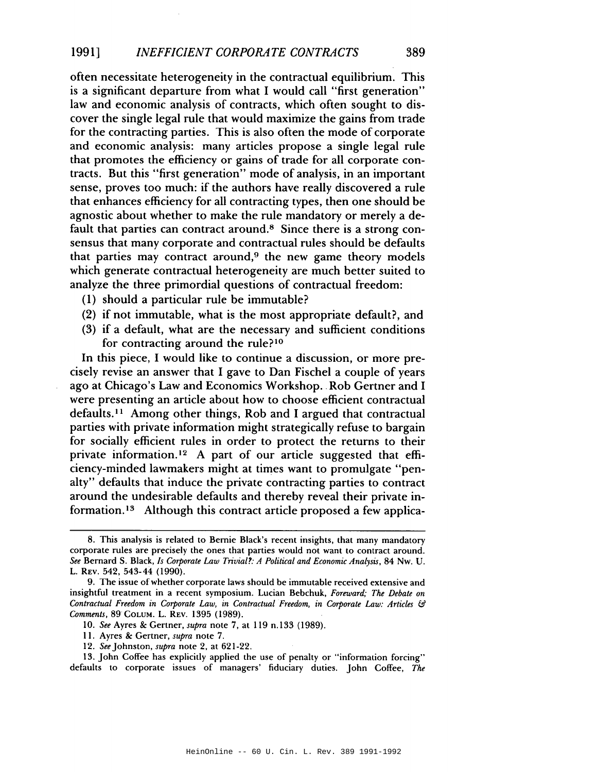often necessitate heterogeneity in the contractual equilibrium. This is a significant departure from what I would call "first generation" law and economic analysis of contracts, which often sought to discover the single legal rule that would maximize the gains from trade for the contracting parties. This is also often the mode of corporate and economic analysis: many articles propose a single legal rule that promotes the efficiency or gains of trade for all corporate contracts. But this "first generation" mode of analysis, in an important sense, proves too much: if the authors have really discovered a rule that enhances efficiency for all contracting types, then one should be agnostic about whether to make the rule mandatory or merely a default that parties can contract around.[8] Since there is a strong consensus that many corporate and contractual rules should be defaults that parties may contract around,[9] the new game theory models which generate contractual heterogeneity are much better suited to analyze the three primordial questions of contractual freedom:

(1) should a particular rule be immutable?
(2) if not immutable, what is the most appropriate default?, and
(3) if a default, what are the necessary and sufficient conditions for contracting around the rule?[10]

In this piece, I would like to continue a discussion, or more precisely revise an answer that I gave to Dan Fischel a couple of years ago at Chicago's Law and Economics Workshop. Rob Gertner and I were presenting an article about how to choose efficient contractual defaults.[11] Among other things, Rob and I argued that contractual parties with private information might strategically refuse to bargain for socially efficient rules in order to protect the returns to their private information.[12] A part of our article suggested that efficiency-minded lawmakers might at times want to promulgate "penalty" defaults that induce the private contracting parties to contract around the undesirable defaults and thereby reveal their private information.[13] Although this contract article proposed a few applica-

---

8. This analysis is related to Bernie Black's recent insights, that many mandatory corporate rules are precisely the ones that parties would not want to contract around. *See* Bernard S. Black, *Is Corporate Law Trivial?: A Political and Economic Analysis*, 84 Nw. U. L. Rev. 542, 543-44 (1990).

9. The issue of whether corporate laws should be immutable received extensive and insightful treatment in a recent symposium. Lucian Bebchuk, *Foreward; The Debate on Contractual Freedom in Corporate Law, in Contractual Freedom, in Corporate Law: Articles & Comments*, 89 Colum. L. Rev. 1395 (1989).

10. *See* Ayres & Gertner, *supra* note 7, at 119 n.133 (1989).

11. Ayres & Gertner, *supra* note 7.

12. *See* Johnston, *supra* note 2, at 621-22.

13. John Coffee has explicitly applied the use of penalty or "information forcing" defaults to corporate issues of managers' fiduciary duties. John Coffee, *The*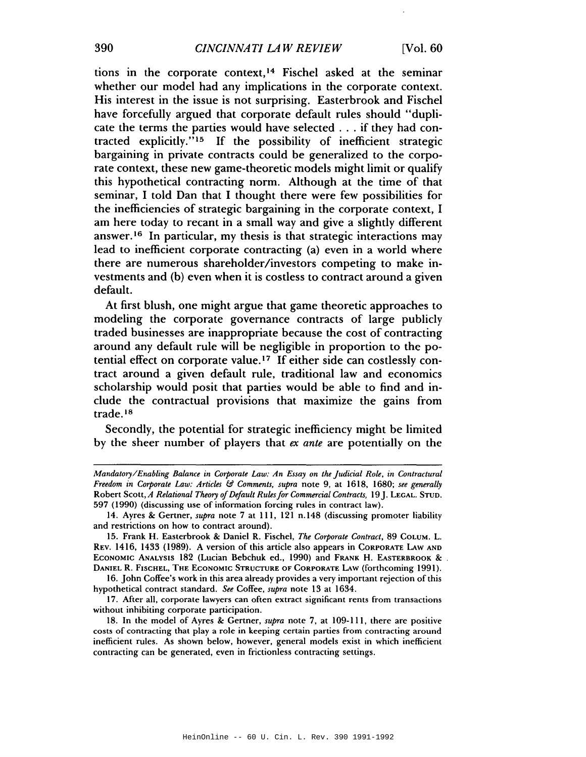tions in the corporate context,[14] Fischel asked at the seminar whether our model had any implications in the corporate context. His interest in the issue is not surprising. Easterbrook and Fischel have forcefully argued that corporate default rules should "duplicate the terms the parties would have selected . . . if they had contracted explicitly."[15] If the possibility of inefficient strategic bargaining in private contracts could be generalized to the corporate context, these new game-theoretic models might limit or qualify this hypothetical contracting norm. Although at the time of that seminar, I told Dan that I thought there were few possibilities for the inefficiencies of strategic bargaining in the corporate context, I am here today to recant in a small way and give a slightly different answer.[16] In particular, my thesis is that strategic interactions may lead to inefficient corporate contracting (a) even in a world where there are numerous shareholder/investors competing to make investments and (b) even when it is costless to contract around a given default.

At first blush, one might argue that game theoretic approaches to modeling the corporate governance contracts of large publicly traded businesses are inappropriate because the cost of contracting around any default rule will be negligible in proportion to the potential effect on corporate value.[17] If either side can costlessly contract around a given default rule, traditional law and economics scholarship would posit that parties would be able to find and include the contractual provisions that maximize the gains from trade.[18]

Secondly, the potential for strategic inefficiency might be limited by the sheer number of players that *ex ante* are potentially on the

---

*Mandatory/Enabling Balance in Corporate Law: An Essay on the Judicial Role*, in *Contractual Freedom in Corporate Law: Articles & Comments*, *supra* note 9, at 1618, 1680; *see generally* Robert Scott, *A Relational Theory of Default Rules for Commercial Contracts*, 19 J. LEGAL. STUD. 597 (1990) (discussing use of information forcing rules in contract law).

14. Ayres & Gertner, *supra* note 7 at 111, 121 n.148 (discussing promoter liability and restrictions on how to contract around).

15. Frank H. Easterbrook & Daniel R. Fischel, *The Corporate Contract*, 89 COLUM. L. REV. 1416, 1433 (1989). A version of this article also appears in CORPORATE LAW AND ECONOMIC ANALYSIS 182 (Lucian Bebchuk ed., 1990) and FRANK H. EASTERBROOK & DANIEL R. FISCHEL, THE ECONOMIC STRUCTURE OF CORPORATE LAW (forthcoming 1991).

16. John Coffee's work in this area already provides a very important rejection of this hypothetical contract standard. *See* Coffee, *supra* note 13 at 1634.

17. After all, corporate lawyers can often extract significant rents from transactions without inhibiting corporate participation.

18. In the model of Ayres & Gertner, *supra* note 7, at 109-111, there are positive costs of contracting that play a role in keeping certain parties from contracting around inefficient rules. As shown below, however, general models exist in which inefficient contracting can be generated, even in frictionless contracting settings.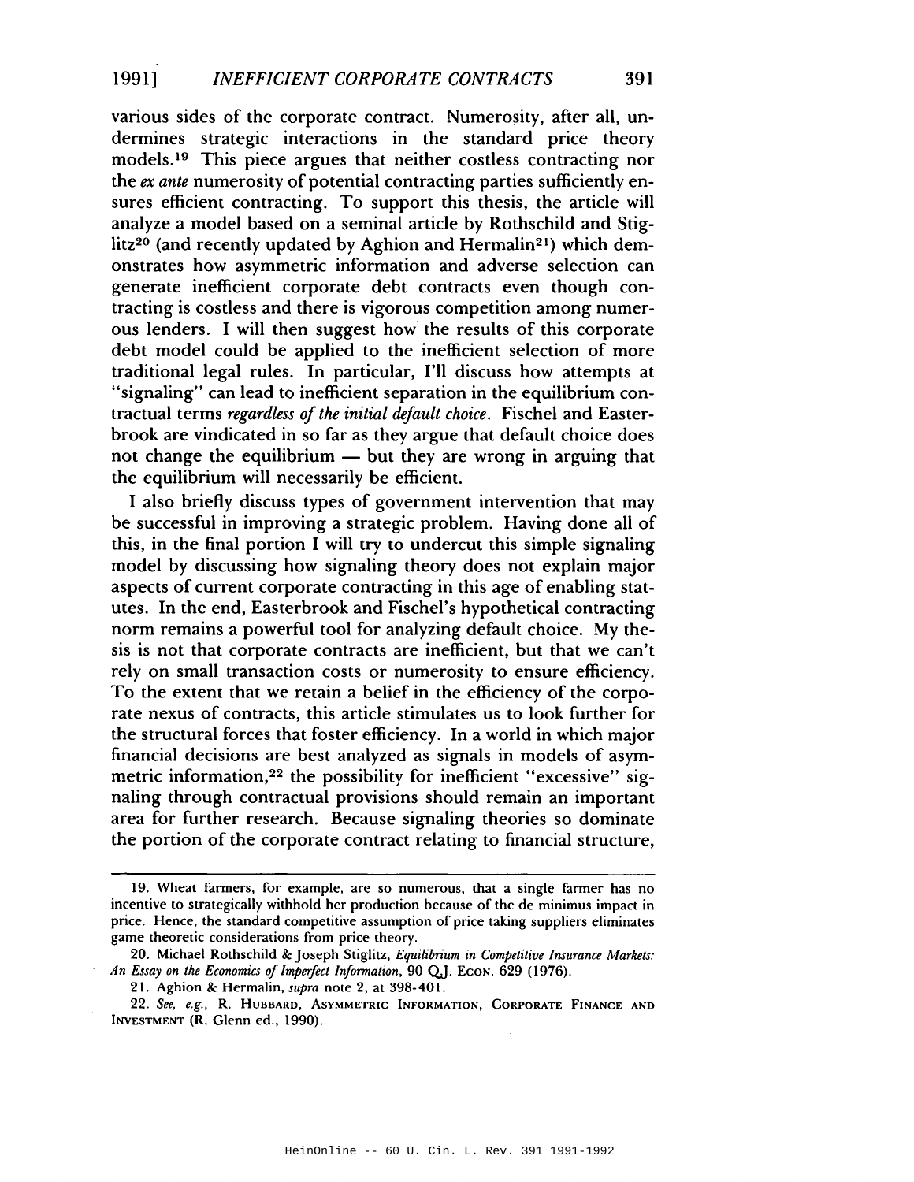various sides of the corporate contract. Numerosity, after all, undermines strategic interactions in the standard price theory models.[19] This piece argues that neither costless contracting nor the *ex ante* numerosity of potential contracting parties sufficiently ensures efficient contracting. To support this thesis, the article will analyze a model based on a seminal article by Rothschild and Stiglitz[20] (and recently updated by Aghion and Hermalin[21]) which demonstrates how asymmetric information and adverse selection can generate inefficient corporate debt contracts even though contracting is costless and there is vigorous competition among numerous lenders. I will then suggest how the results of this corporate debt model could be applied to the inefficient selection of more traditional legal rules. In particular, I'll discuss how attempts at "signaling" can lead to inefficient separation in the equilibrium contractual terms *regardless of the initial default choice*. Fischel and Easterbrook are vindicated in so far as they argue that default choice does not change the equilibrium — but they are wrong in arguing that the equilibrium will necessarily be efficient.

I also briefly discuss types of government intervention that may be successful in improving a strategic problem. Having done all of this, in the final portion I will try to undercut this simple signaling model by discussing how signaling theory does not explain major aspects of current corporate contracting in this age of enabling statutes. In the end, Easterbrook and Fischel's hypothetical contracting norm remains a powerful tool for analyzing default choice. My thesis is not that corporate contracts are inefficient, but that we can't rely on small transaction costs or numerosity to ensure efficiency. To the extent that we retain a belief in the efficiency of the corporate nexus of contracts, this article stimulates us to look further for the structural forces that foster efficiency. In a world in which major financial decisions are best analyzed as signals in models of asymmetric information,[22] the possibility for inefficient "excessive" signaling through contractual provisions should remain an important area for further research. Because signaling theories so dominate the portion of the corporate contract relating to financial structure,

---

19. Wheat farmers, for example, are so numerous, that a single farmer has no incentive to strategically withhold her production because of the de minimus impact in price. Hence, the standard competitive assumption of price taking suppliers eliminates game theoretic considerations from price theory.

20. Michael Rothschild & Joseph Stiglitz, *Equilibrium in Competitive Insurance Markets: An Essay on the Economics of Imperfect Information*, 90 Q.J. ECON. 629 (1976).

21. Aghion & Hermalin, *supra* note 2, at 398-401.

22. *See, e.g.*, R. HUBBARD, ASYMMETRIC INFORMATION, CORPORATE FINANCE AND INVESTMENT (R. Glenn ed., 1990).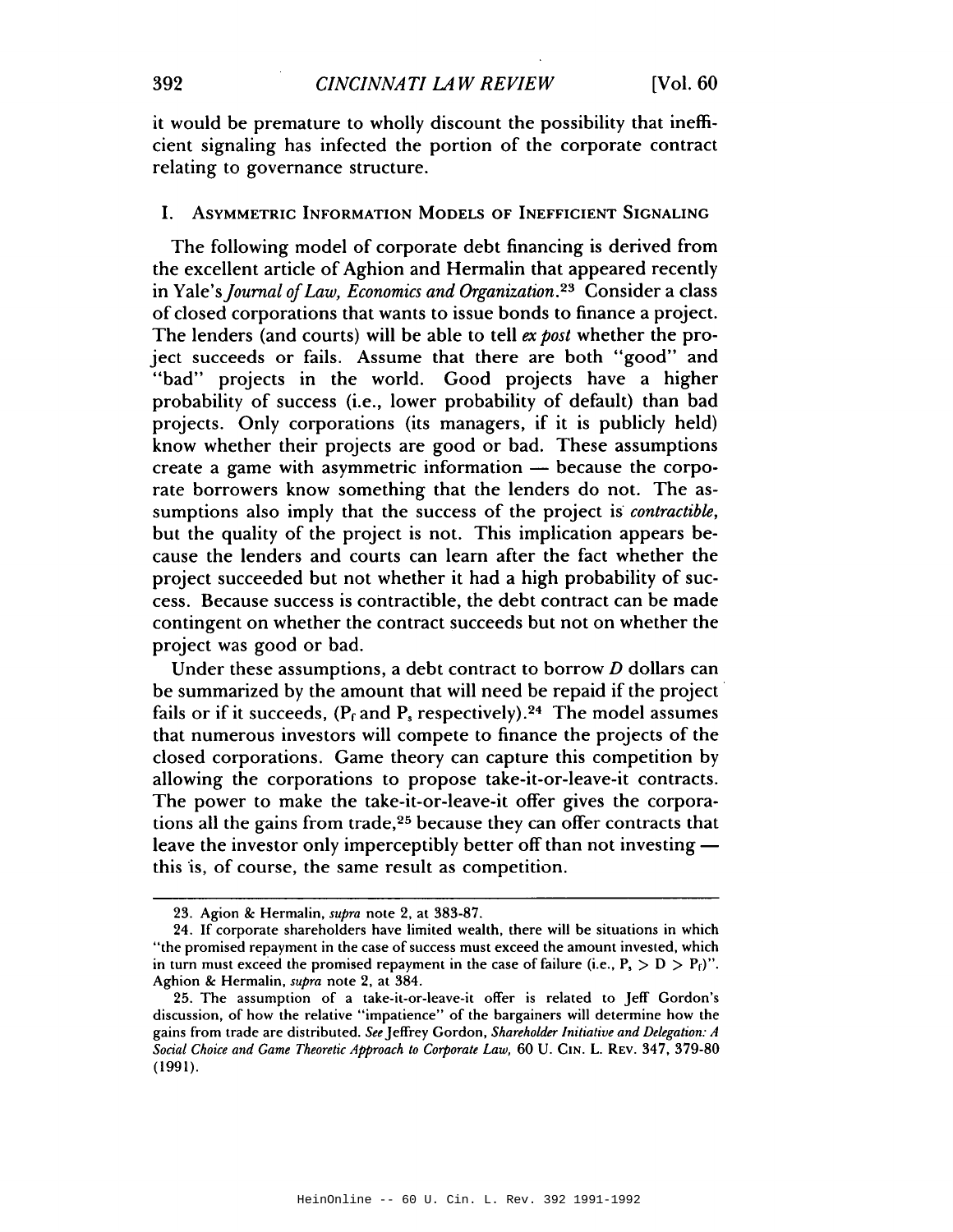it would be premature to wholly discount the possibility that inefficient signaling has infected the portion of the corporate contract relating to governance structure.

## I. Asymmetric Information Models of Inefficient Signaling

The following model of corporate debt financing is derived from the excellent article of Aghion and Hermalin that appeared recently in Yale's *Journal of Law, Economics and Organization*.[23] Consider a class of closed corporations that wants to issue bonds to finance a project. The lenders (and courts) will be able to tell *ex post* whether the project succeeds or fails. Assume that there are both "good" and "bad" projects in the world. Good projects have a higher probability of success (i.e., lower probability of default) than bad projects. Only corporations (its managers, if it is publicly held) know whether their projects are good or bad. These assumptions create a game with asymmetric information — because the corporate borrowers know something that the lenders do not. The assumptions also imply that the success of the project is *contractible*, but the quality of the project is not. This implication appears because the lenders and courts can learn after the fact whether the project succeeded but not whether it had a high probability of success. Because success is contractible, the debt contract can be made contingent on whether the contract succeeds but not on whether the project was good or bad.

Under these assumptions, a debt contract to borrow $D$ dollars can be summarized by the amount that will need be repaid if the project fails or if it succeeds, ($P_f$ and $P_s$ respectively).[24] The model assumes that numerous investors will compete to finance the projects of the closed corporations. Game theory can capture this competition by allowing the corporations to propose take-it-or-leave-it contracts. The power to make the take-it-or-leave-it offer gives the corporations all the gains from trade,[25] because they can offer contracts that leave the investor only imperceptibly better off than not investing — this is, of course, the same result as competition.

---

23. Agion & Hermalin, *supra* note 2, at 383-87.

24. If corporate shareholders have limited wealth, there will be situations in which "the promised repayment in the case of success must exceed the amount invested, which in turn must exceed the promised repayment in the case of failure (i.e., $P_s > D > P_f$)". Aghion & Hermalin, *supra* note 2, at 384.

25. The assumption of a take-it-or-leave-it offer is related to Jeff Gordon's discussion, of how the relative "impatience" of the bargainers will determine how the gains from trade are distributed. *See* Jeffrey Gordon, *Shareholder Initiative and Delegation: A Social Choice and Game Theoretic Approach to Corporate Law*, 60 U. Cin. L. Rev. 347, 379-80 (1991).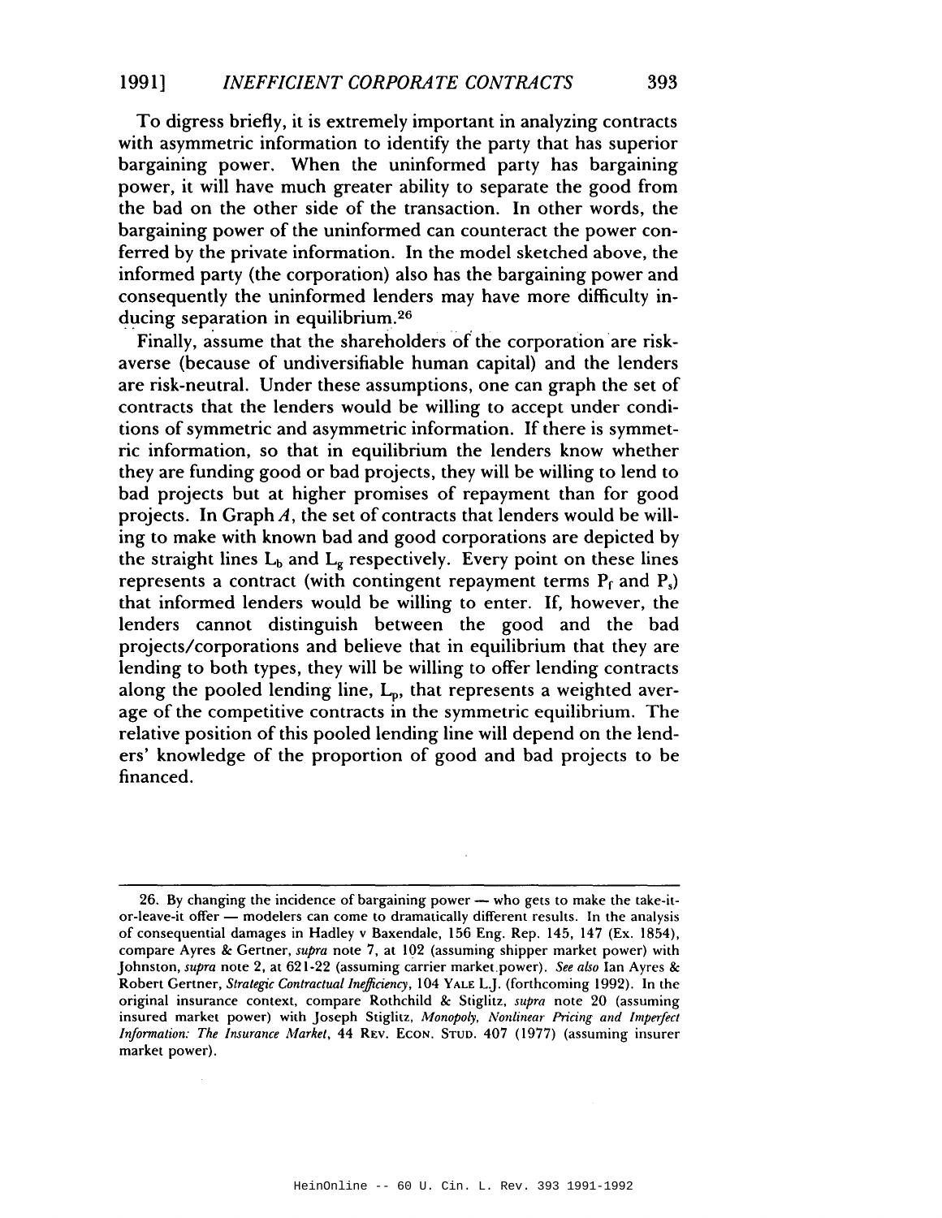To digress briefly, it is extremely important in analyzing contracts with asymmetric information to identify the party that has superior bargaining power. When the uninformed party has bargaining power, it will have much greater ability to separate the good from the bad on the other side of the transaction. In other words, the bargaining power of the uninformed can counteract the power conferred by the private information. In the model sketched above, the informed party (the corporation) also has the bargaining power and consequently the uninformed lenders may have more difficulty inducing separation in equilibrium.[26]

Finally, assume that the shareholders of the corporation are risk-averse (because of undiversifiable human capital) and the lenders are risk-neutral. Under these assumptions, one can graph the set of contracts that the lenders would be willing to accept under conditions of symmetric and asymmetric information. If there is symmetric information, so that in equilibrium the lenders know whether they are funding good or bad projects, they will be willing to lend to bad projects but at higher promises of repayment than for good projects. In Graph *A*, the set of contracts that lenders would be willing to make with known bad and good corporations are depicted by the straight lines $L_b$ and $L_g$ respectively. Every point on these lines represents a contract (with contingent repayment terms $P_f$ and $P_s$) that informed lenders would be willing to enter. If, however, the lenders cannot distinguish between the good and the bad projects/corporations and believe that in equilibrium that they are lending to both types, they will be willing to offer lending contracts along the pooled lending line, $L_p$, that represents a weighted average of the competitive contracts in the symmetric equilibrium. The relative position of this pooled lending line will depend on the lenders' knowledge of the proportion of good and bad projects to be financed.

---

26. By changing the incidence of bargaining power — who gets to make the take-it-or-leave-it offer — modelers can come to dramatically different results. In the analysis of consequential damages in Hadley v Baxendale, 156 Eng. Rep. 145, 147 (Ex. 1854), compare Ayres & Gertner, *supra* note 7, at 102 (assuming shipper market power) with Johnston, *supra* note 2, at 621-22 (assuming carrier market power). *See also* Ian Ayres & Robert Gertner, *Strategic Contractual Inefficiency*, 104 YALE L.J. (forthcoming 1992). In the original insurance context, compare Rothchild & Stiglitz, *supra* note 20 (assuming insured market power) with Joseph Stiglitz, *Monopoly, Nonlinear Pricing and Imperfect Information: The Insurance Market*, 44 REV. ECON. STUD. 407 (1977) (assuming insurer market power).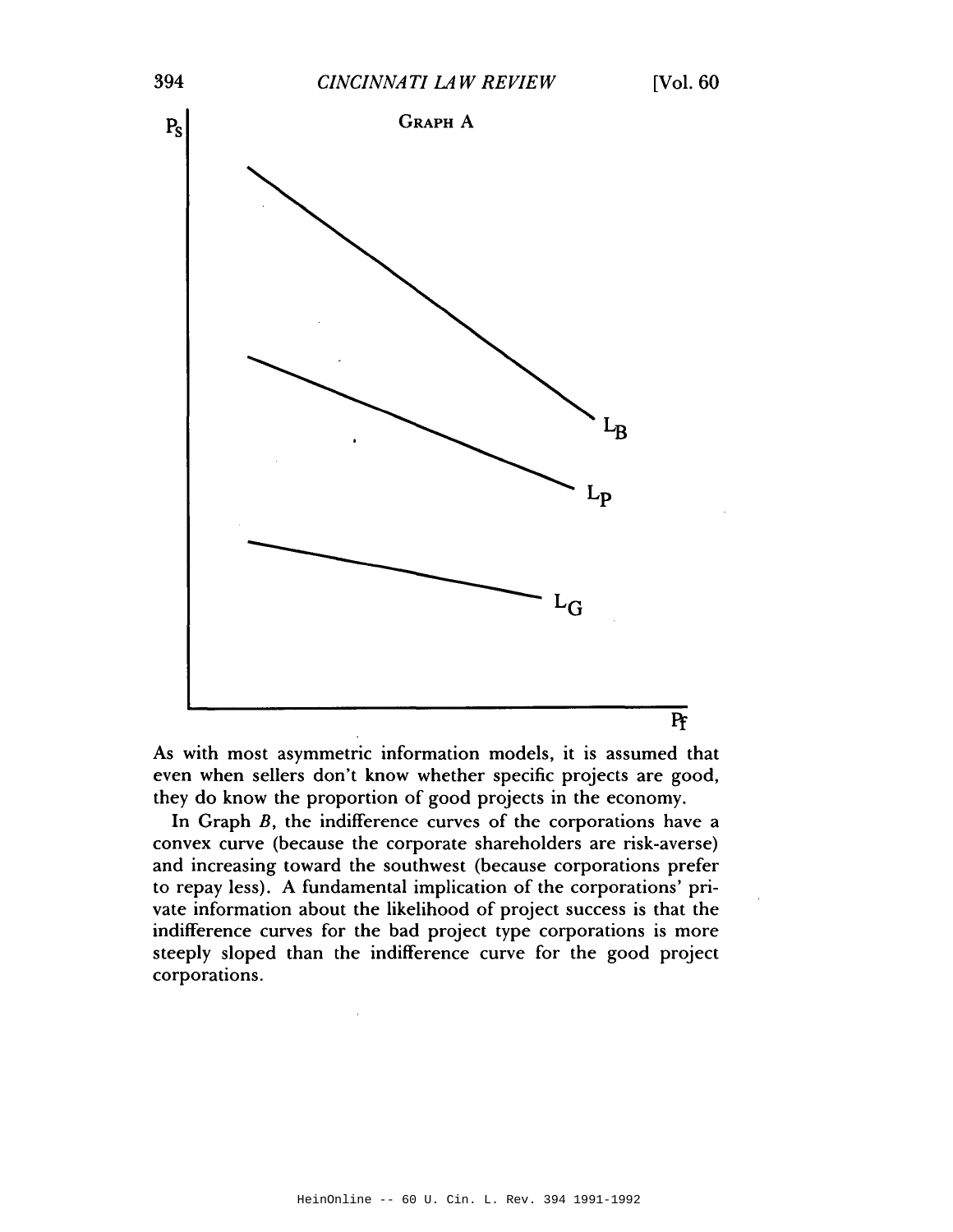Graph A

As with most asymmetric information models, it is assumed that even when sellers don't know whether specific projects are good, they do know the proportion of good projects in the economy.

In Graph *B*, the indifference curves of the corporations have a convex curve (because the corporate shareholders are risk-averse) and increasing toward the southwest (because corporations prefer to repay less). A fundamental implication of the corporations' private information about the likelihood of project success is that the indifference curves for the bad project type corporations is more steeply sloped than the indifference curve for the good project corporations.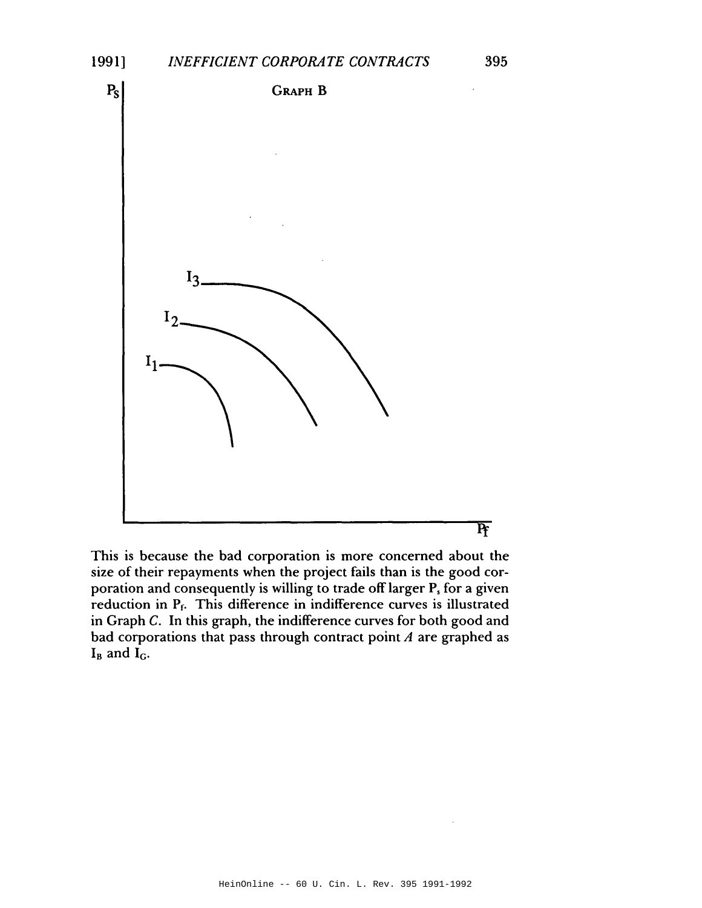GRAPH B

This is because the bad corporation is more concerned about the size of their repayments when the project fails than is the good corporation and consequently is willing to trade off larger $P_s$ for a given reduction in $P_f$. This difference in indifference curves is illustrated in Graph *C*. In this graph, the indifference curves for both good and bad corporations that pass through contract point *A* are graphed as $I_B$ and $I_G$.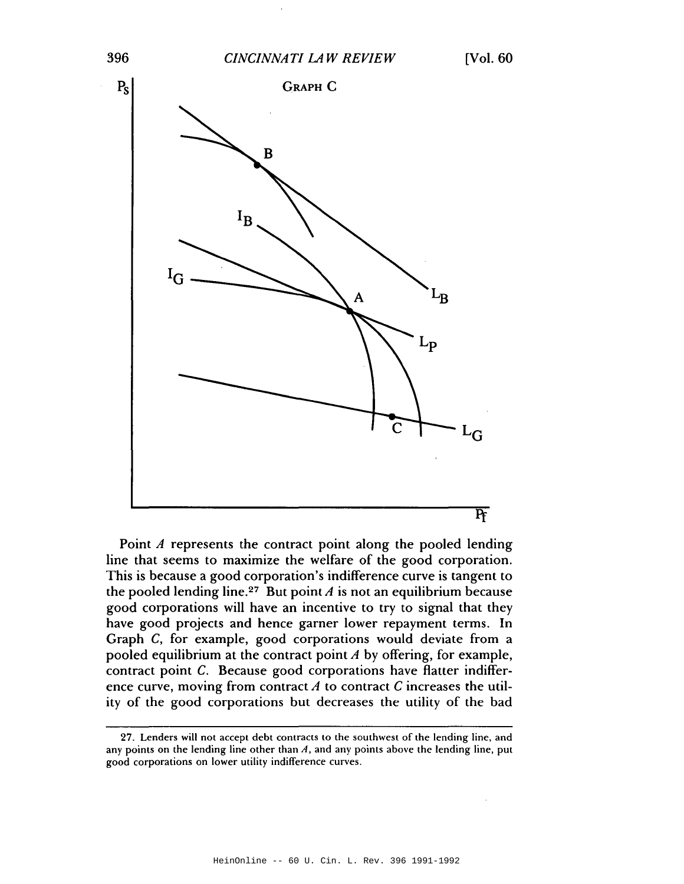GRAPH C

Point $A$ represents the contract point along the pooled lending line that seems to maximize the welfare of the good corporation. This is because a good corporation's indifference curve is tangent to the pooled lending line.[27] But point $A$ is not an equilibrium because good corporations will have an incentive to try to signal that they have good projects and hence garner lower repayment terms. In Graph $C$, for example, good corporations would deviate from a pooled equilibrium at the contract point $A$ by offering, for example, contract point $C$. Because good corporations have flatter indifference curve, moving from contract $A$ to contract $C$ increases the utility of the good corporations but decreases the utility of the bad

---

27. Lenders will not accept debt contracts to the southwest of the lending line, and any points on the lending line other than $A$, and any points above the lending line, put good corporations on lower utility indifference curves.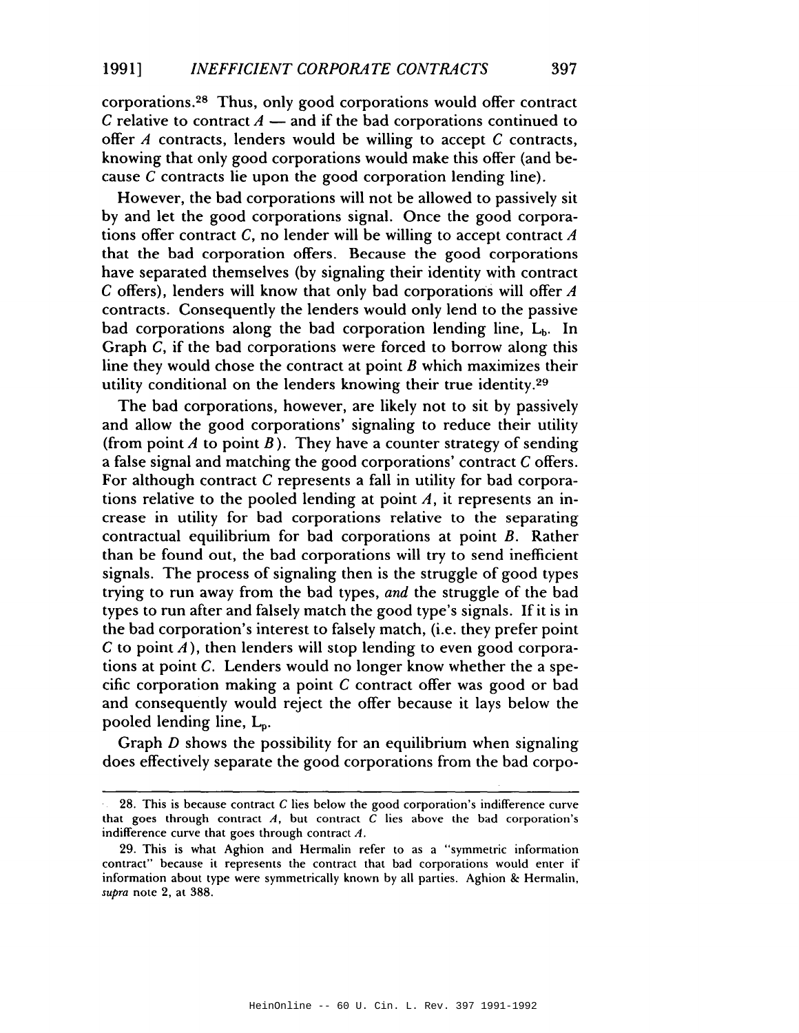corporations.[28] Thus, only good corporations would offer contract *C* relative to contract *A* — and if the bad corporations continued to offer *A* contracts, lenders would be willing to accept *C* contracts, knowing that only good corporations would make this offer (and because *C* contracts lie upon the good corporation lending line).

However, the bad corporations will not be allowed to passively sit by and let the good corporations signal. Once the good corporations offer contract *C*, no lender will be willing to accept contract *A* that the bad corporation offers. Because the good corporations have separated themselves (by signaling their identity with contract *C* offers), lenders will know that only bad corporations will offer *A* contracts. Consequently the lenders would only lend to the passive bad corporations along the bad corporation lending line, $L_b$. In Graph *C*, if the bad corporations were forced to borrow along this line they would chose the contract at point *B* which maximizes their utility conditional on the lenders knowing their true identity.[29]

The bad corporations, however, are likely not to sit by passively and allow the good corporations' signaling to reduce their utility (from point *A* to point *B*). They have a counter strategy of sending a false signal and matching the good corporations' contract *C* offers. For although contract *C* represents a fall in utility for bad corporations relative to the pooled lending at point *A*, it represents an increase in utility for bad corporations relative to the separating contractual equilibrium for bad corporations at point *B*. Rather than be found out, the bad corporations will try to send inefficient signals. The process of signaling then is the struggle of good types trying to run away from the bad types, *and* the struggle of the bad types to run after and falsely match the good type's signals. If it is in the bad corporation's interest to falsely match, (i.e. they prefer point *C* to point *A*), then lenders will stop lending to even good corporations at point *C*. Lenders would no longer know whether the a specific corporation making a point *C* contract offer was good or bad and consequently would reject the offer because it lays below the pooled lending line, $L_p$.

Graph *D* shows the possibility for an equilibrium when signaling does effectively separate the good corporations from the bad corpo-

---

28. This is because contract *C* lies below the good corporation's indifference curve that goes through contract *A*, but contract *C* lies above the bad corporation's indifference curve that goes through contract *A*.

29. This is what Aghion and Hermalin refer to as a "symmetric information contract" because it represents the contract that bad corporations would enter if information about type were symmetrically known by all parties. Aghion & Hermalin, *supra* note 2, at 388.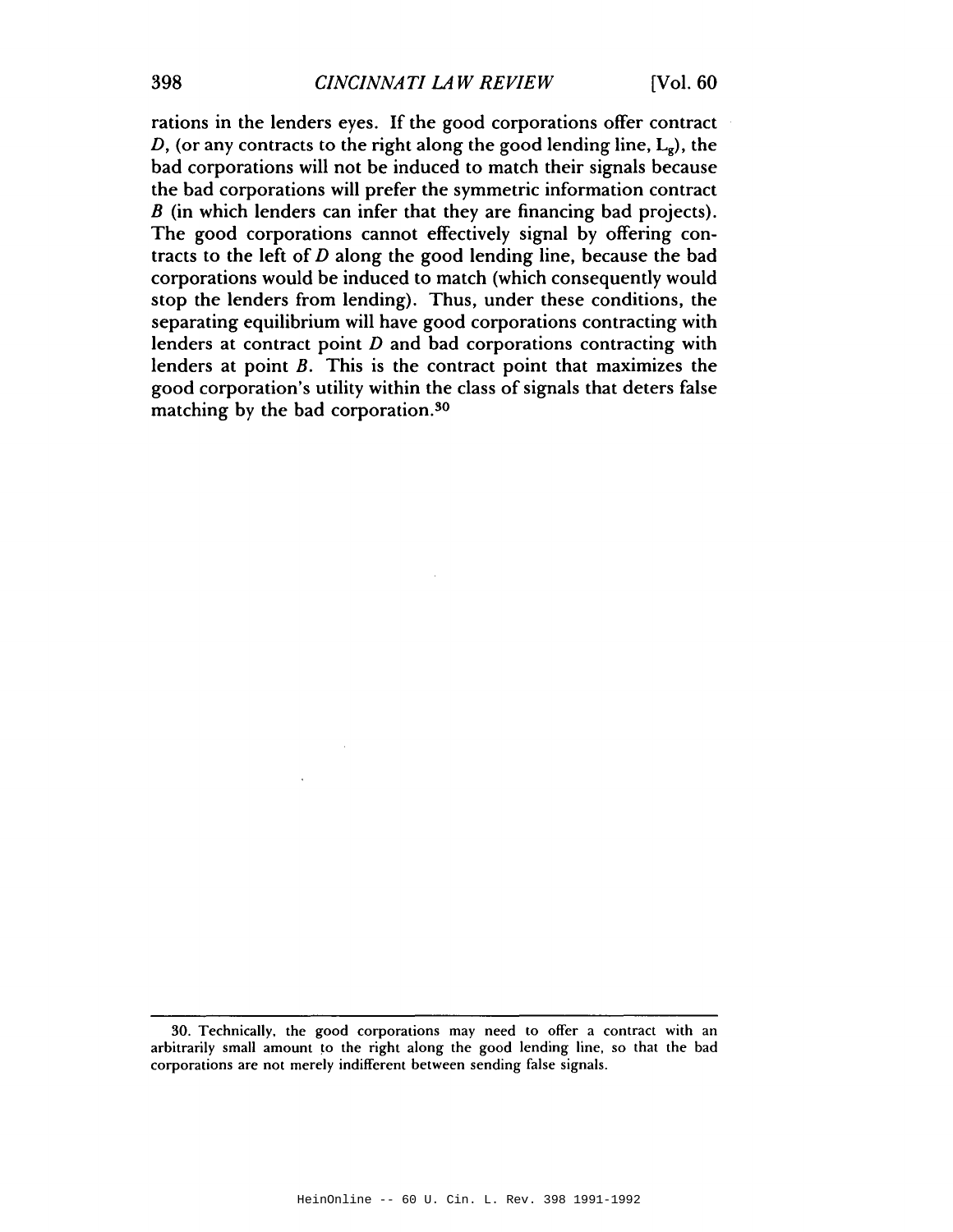rations in the lenders eyes. If the good corporations offer contract *D*, (or any contracts to the right along the good lending line, $L_g$), the bad corporations will not be induced to match their signals because the bad corporations will prefer the symmetric information contract *B* (in which lenders can infer that they are financing bad projects). The good corporations cannot effectively signal by offering contracts to the left of *D* along the good lending line, because the bad corporations would be induced to match (which consequently would stop the lenders from lending). Thus, under these conditions, the separating equilibrium will have good corporations contracting with lenders at contract point *D* and bad corporations contracting with lenders at point *B*. This is the contract point that maximizes the good corporation's utility within the class of signals that deters false matching by the bad corporation.[30]

---

30. Technically, the good corporations may need to offer a contract with an arbitrarily small amount to the right along the good lending line, so that the bad corporations are not merely indifferent between sending false signals.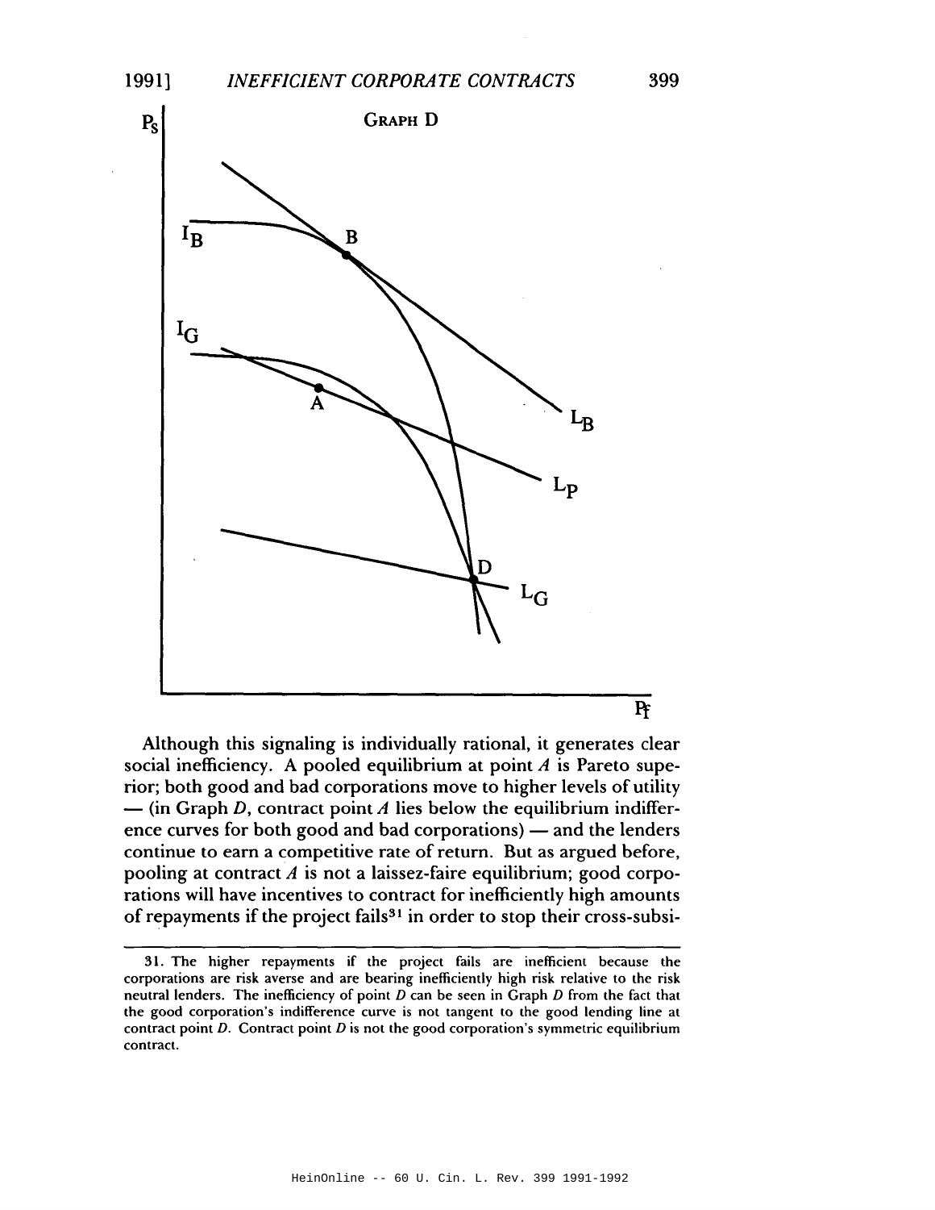GRAPH D

Although this signaling is individually rational, it generates clear social inefficiency. A pooled equilibrium at point *A* is Pareto superior; both good and bad corporations move to higher levels of utility — (in Graph *D*, contract point *A* lies below the equilibrium indifference curves for both good and bad corporations) — and the lenders continue to earn a competitive rate of return. But as argued before, pooling at contract *A* is not a laissez-faire equilibrium; good corporations will have incentives to contract for inefficiently high amounts of repayments if the project fails[31] in order to stop their cross-subsi-

---

31. The higher repayments if the project fails are inefficient because the corporations are risk averse and are bearing inefficiently high risk relative to the risk neutral lenders. The inefficiency of point *D* can be seen in Graph *D* from the fact that the good corporation's indifference curve is not tangent to the good lending line at contract point *D*. Contract point *D* is not the good corporation's symmetric equilibrium contract.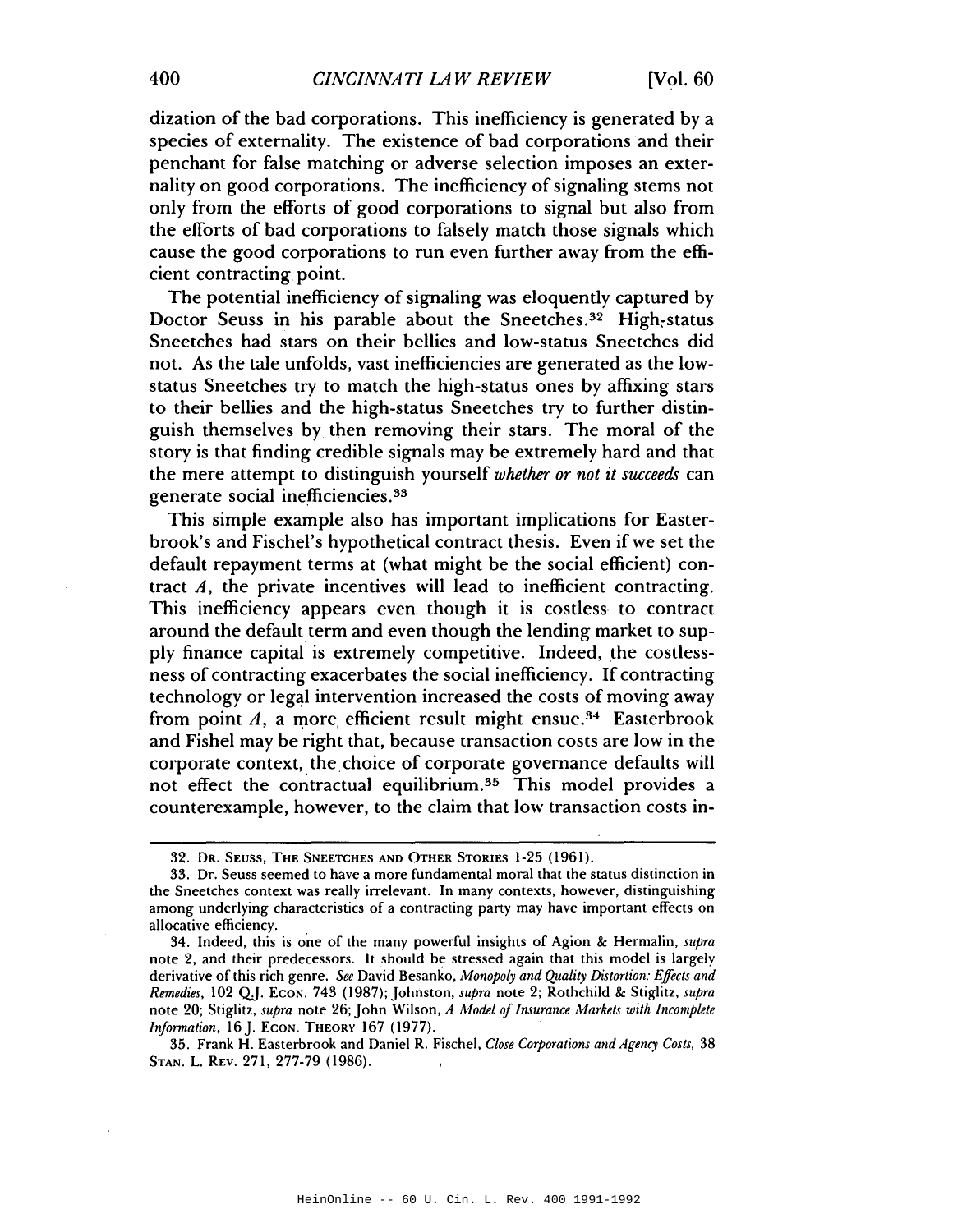dization of the bad corporations. This inefficiency is generated by a species of externality. The existence of bad corporations and their penchant for false matching or adverse selection imposes an externality on good corporations. The inefficiency of signaling stems not only from the efforts of good corporations to signal but also from the efforts of bad corporations to falsely match those signals which cause the good corporations to run even further away from the efficient contracting point.

The potential inefficiency of signaling was eloquently captured by Doctor Seuss in his parable about the Sneetches.[32] High-status Sneetches had stars on their bellies and low-status Sneetches did not. As the tale unfolds, vast inefficiencies are generated as the low-status Sneetches try to match the high-status ones by affixing stars to their bellies and the high-status Sneetches try to further distinguish themselves by then removing their stars. The moral of the story is that finding credible signals may be extremely hard and that the mere attempt to distinguish yourself *whether or not it succeeds* can generate social inefficiencies.[33]

This simple example also has important implications for Easterbrook's and Fischel's hypothetical contract thesis. Even if we set the default repayment terms at (what might be the social efficient) contract $A$, the private incentives will lead to inefficient contracting. This inefficiency appears even though it is costless to contract around the default term and even though the lending market to supply finance capital is extremely competitive. Indeed, the costlessness of contracting exacerbates the social inefficiency. If contracting technology or legal intervention increased the costs of moving away from point $A$, a more efficient result might ensue.[34] Easterbrook and Fishel may be right that, because transaction costs are low in the corporate context, the choice of corporate governance defaults will not effect the contractual equilibrium.[35] This model provides a counterexample, however, to the claim that low transaction costs in-

---

32. Dr. Seuss, The Sneetches and Other Stories 1-25 (1961).

33. Dr. Seuss seemed to have a more fundamental moral that the status distinction in the Sneetches context was really irrelevant. In many contexts, however, distinguishing among underlying characteristics of a contracting party may have important effects on allocative efficiency.

34. Indeed, this is one of the many powerful insights of Agion & Hermalin, *supra* note 2, and their predecessors. It should be stressed again that this model is largely derivative of this rich genre. *See* David Besanko, *Monopoly and Quality Distortion: Effects and Remedies*, 102 Q.J. Econ. 743 (1987); Johnston, *supra* note 2; Rothchild & Stiglitz, *supra* note 20; Stiglitz, *supra* note 26; John Wilson, *A Model of Insurance Markets with Incomplete Information*, 16 J. Econ. Theory 167 (1977).

35. Frank H. Easterbrook and Daniel R. Fischel, *Close Corporations and Agency Costs*, 38 Stan. L. Rev. 271, 277-79 (1986).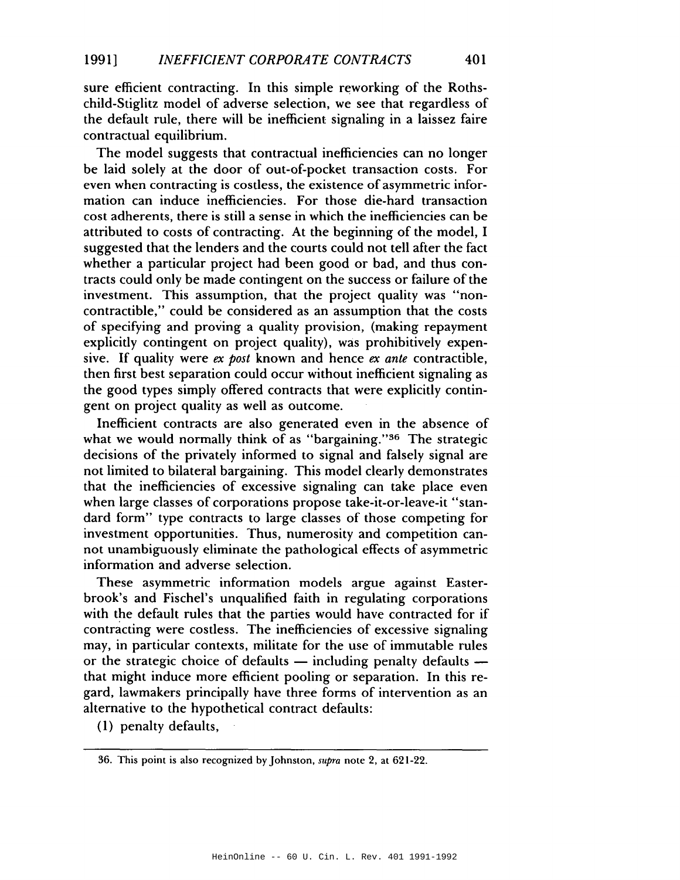sure efficient contracting. In this simple reworking of the Rothschild-Stiglitz model of adverse selection, we see that regardless of the default rule, there will be inefficient signaling in a laissez faire contractual equilibrium.

The model suggests that contractual inefficiencies can no longer be laid solely at the door of out-of-pocket transaction costs. For even when contracting is costless, the existence of asymmetric information can induce inefficiencies. For those die-hard transaction cost adherents, there is still a sense in which the inefficiencies can be attributed to costs of contracting. At the beginning of the model, I suggested that the lenders and the courts could not tell after the fact whether a particular project had been good or bad, and thus contracts could only be made contingent on the success or failure of the investment. This assumption, that the project quality was "non-contractible," could be considered as an assumption that the costs of specifying and proving a quality provision, (making repayment explicitly contingent on project quality), was prohibitively expensive. If quality were *ex post* known and hence *ex ante* contractible, then first best separation could occur without inefficient signaling as the good types simply offered contracts that were explicitly contingent on project quality as well as outcome.

Inefficient contracts are also generated even in the absence of what we would normally think of as "bargaining."[36] The strategic decisions of the privately informed to signal and falsely signal are not limited to bilateral bargaining. This model clearly demonstrates that the inefficiencies of excessive signaling can take place even when large classes of corporations propose take-it-or-leave-it "standard form" type contracts to large classes of those competing for investment opportunities. Thus, numerosity and competition cannot unambiguously eliminate the pathological effects of asymmetric information and adverse selection.

These asymmetric information models argue against Easterbrook's and Fischel's unqualified faith in regulating corporations with the default rules that the parties would have contracted for if contracting were costless. The inefficiencies of excessive signaling may, in particular contexts, militate for the use of immutable rules or the strategic choice of defaults — including penalty defaults — that might induce more efficient pooling or separation. In this regard, lawmakers principally have three forms of intervention as an alternative to the hypothetical contract defaults:

(1) penalty defaults,

---

36. This point is also recognized by Johnston, *supra* note 2, at 621-22.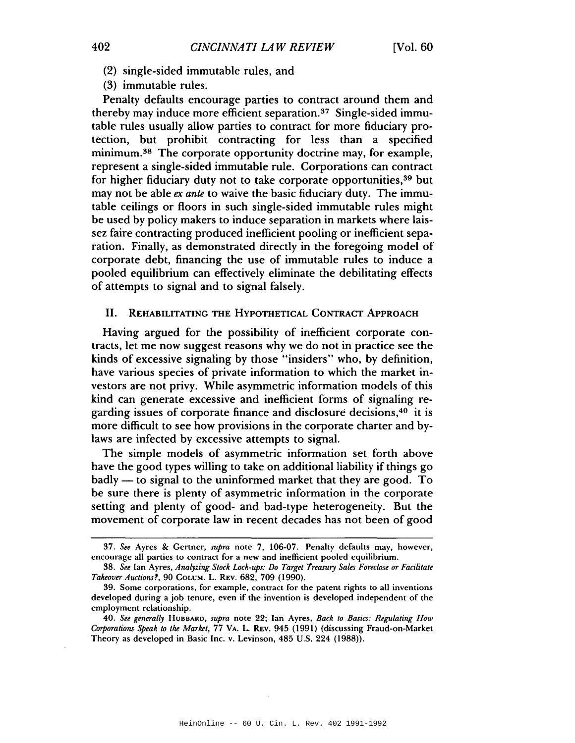(2) single-sided immutable rules, and

(3) immutable rules.

Penalty defaults encourage parties to contract around them and thereby may induce more efficient separation.[37] Single-sided immutable rules usually allow parties to contract for more fiduciary protection, but prohibit contracting for less than a specified minimum.[38] The corporate opportunity doctrine may, for example, represent a single-sided immutable rule. Corporations can contract for higher fiduciary duty not to take corporate opportunities,[39] but may not be able *ex ante* to waive the basic fiduciary duty. The immutable ceilings or floors in such single-sided immutable rules might be used by policy makers to induce separation in markets where laissez faire contracting produced inefficient pooling or inefficient separation. Finally, as demonstrated directly in the foregoing model of corporate debt, financing the use of immutable rules to induce a pooled equilibrium can effectively eliminate the debilitating effects of attempts to signal and to signal falsely.

## II. Rehabilitating the Hypothetical Contract Approach

Having argued for the possibility of inefficient corporate contracts, let me now suggest reasons why we do not in practice see the kinds of excessive signaling by those "insiders" who, by definition, have various species of private information to which the market investors are not privy. While asymmetric information models of this kind can generate excessive and inefficient forms of signaling regarding issues of corporate finance and disclosure decisions,[40] it is more difficult to see how provisions in the corporate charter and bylaws are infected by excessive attempts to signal.

The simple models of asymmetric information set forth above have the good types willing to take on additional liability if things go badly — to signal to the uninformed market that they are good. To be sure there is plenty of asymmetric information in the corporate setting and plenty of good- and bad-type heterogeneity. But the movement of corporate law in recent decades has not been of good

---

37. *See* Ayres & Gertner, *supra* note 7, 106-07. Penalty defaults may, however, encourage all parties to contract for a new and inefficient pooled equilibrium.

38. *See* Ian Ayres, *Analyzing Stock Lock-ups: Do Target Treasury Sales Foreclose or Facilitate Takeover Auctions?*, 90 Colum. L. Rev. 682, 709 (1990).

39. Some corporations, for example, contract for the patent rights to all inventions developed during a job tenure, even if the invention is developed independent of the employment relationship.

40. *See generally* Hubbard, *supra* note 22; Ian Ayres, *Back to Basics: Regulating How Corporations Speak to the Market*, 77 Va. L. Rev. 945 (1991) (discussing Fraud-on-Market Theory as developed in Basic Inc. v. Levinson, 485 U.S. 224 (1988)).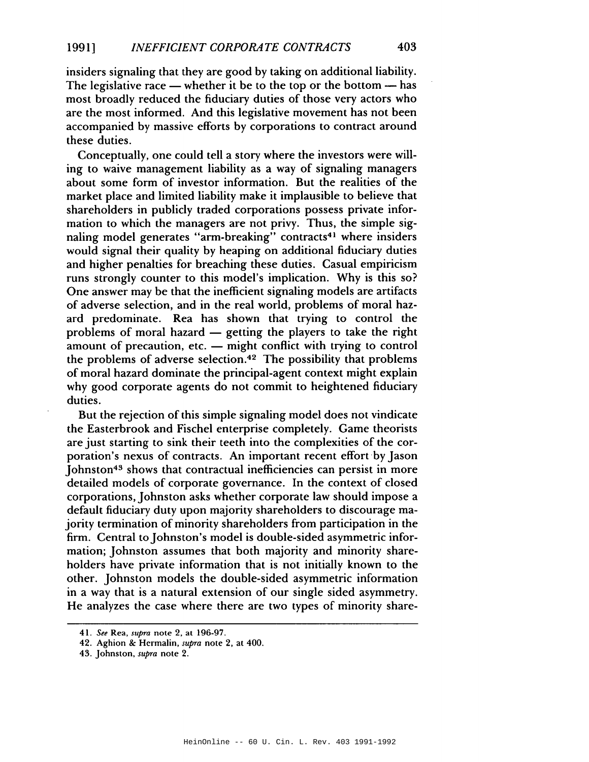insiders signaling that they are good by taking on additional liability. The legislative race — whether it be to the top or the bottom — has most broadly reduced the fiduciary duties of those very actors who are the most informed. And this legislative movement has not been accompanied by massive efforts by corporations to contract around these duties.

Conceptually, one could tell a story where the investors were willing to waive management liability as a way of signaling managers about some form of investor information. But the realities of the market place and limited liability make it implausible to believe that shareholders in publicly traded corporations possess private information to which the managers are not privy. Thus, the simple signaling model generates "arm-breaking" contracts[41] where insiders would signal their quality by heaping on additional fiduciary duties and higher penalties for breaching these duties. Casual empiricism runs strongly counter to this model's implication. Why is this so? One answer may be that the inefficient signaling models are artifacts of adverse selection, and in the real world, problems of moral hazard predominate. Rea has shown that trying to control the problems of moral hazard — getting the players to take the right amount of precaution, etc. — might conflict with trying to control the problems of adverse selection.[42] The possibility that problems of moral hazard dominate the principal-agent context might explain why good corporate agents do not commit to heightened fiduciary duties.

But the rejection of this simple signaling model does not vindicate the Easterbrook and Fischel enterprise completely. Game theorists are just starting to sink their teeth into the complexities of the corporation's nexus of contracts. An important recent effort by Jason Johnston[43] shows that contractual inefficiencies can persist in more detailed models of corporate governance. In the context of closed corporations, Johnston asks whether corporate law should impose a default fiduciary duty upon majority shareholders to discourage majority termination of minority shareholders from participation in the firm. Central to Johnston's model is double-sided asymmetric information; Johnston assumes that both majority and minority shareholders have private information that is not initially known to the other. Johnston models the double-sided asymmetric information in a way that is a natural extension of our single sided asymmetry. He analyzes the case where there are two types of minority share-

---

41. *See* Rea, *supra* note 2, at 196-97.

42. Aghion & Hermalin, *supra* note 2, at 400.

43. Johnston, *supra* note 2.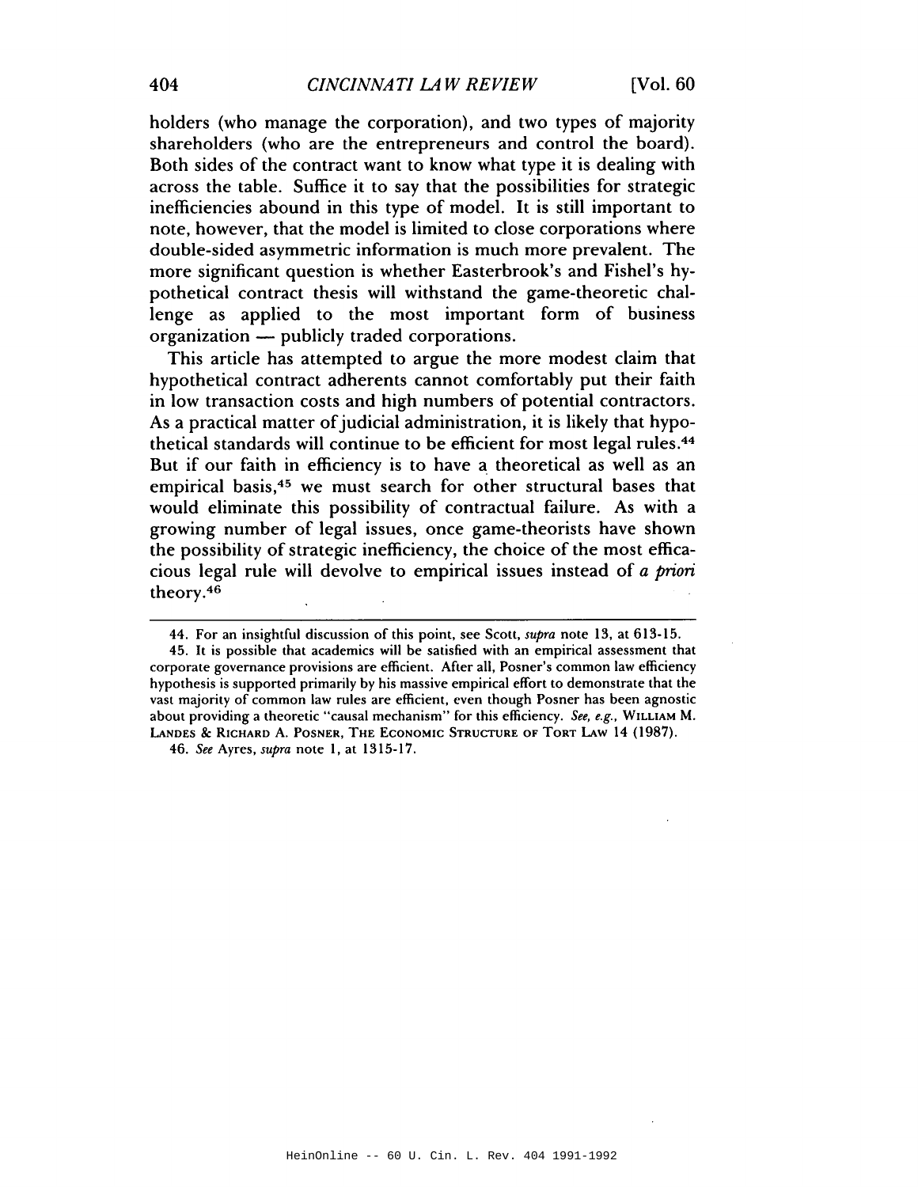holders (who manage the corporation), and two types of majority shareholders (who are the entrepreneurs and control the board). Both sides of the contract want to know what type it is dealing with across the table. Suffice it to say that the possibilities for strategic inefficiencies abound in this type of model. It is still important to note, however, that the model is limited to close corporations where double-sided asymmetric information is much more prevalent. The more significant question is whether Easterbrook's and Fishel's hypothetical contract thesis will withstand the game-theoretic challenge as applied to the most important form of business organization — publicly traded corporations.

This article has attempted to argue the more modest claim that hypothetical contract adherents cannot comfortably put their faith in low transaction costs and high numbers of potential contractors. As a practical matter of judicial administration, it is likely that hypothetical standards will continue to be efficient for most legal rules.[44] But if our faith in efficiency is to have a theoretical as well as an empirical basis,[45] we must search for other structural bases that would eliminate this possibility of contractual failure. As with a growing number of legal issues, once game-theorists have shown the possibility of strategic inefficiency, the choice of the most efficacious legal rule will devolve to empirical issues instead of *a priori* theory.[46]

---

44. For an insightful discussion of this point, see Scott, *supra* note 13, at 613-15.

45. It is possible that academics will be satisfied with an empirical assessment that corporate governance provisions are efficient. After all, Posner's common law efficiency hypothesis is supported primarily by his massive empirical effort to demonstrate that the vast majority of common law rules are efficient, even though Posner has been agnostic about providing a theoretic "causal mechanism" for this efficiency. *See, e.g.*, WILLIAM M. LANDES & RICHARD A. POSNER, THE ECONOMIC STRUCTURE OF TORT LAW 14 (1987).

46. *See* Ayres, *supra* note 1, at 1315-17.